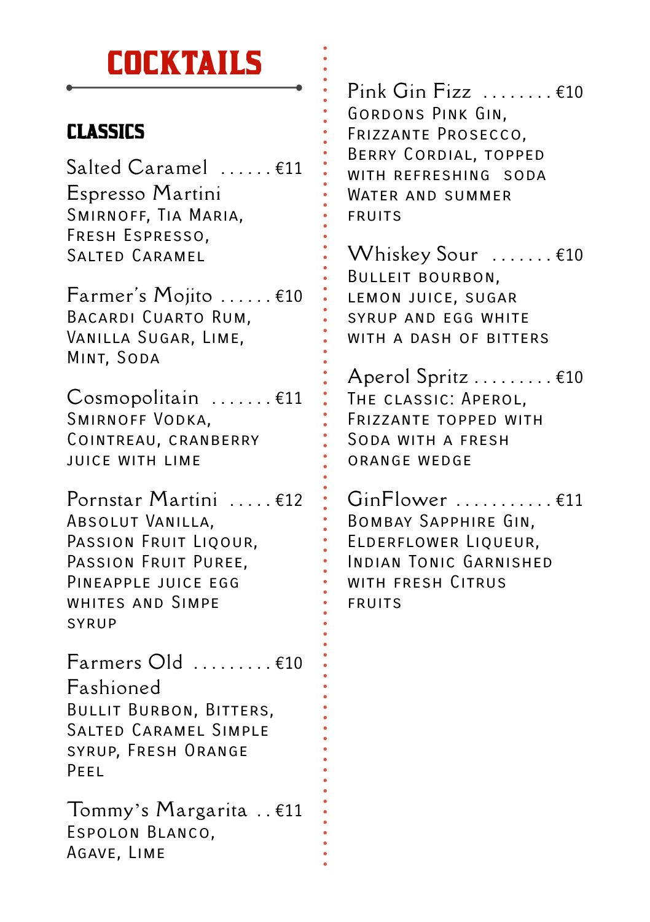# COCKTAILS

## CLASSICS

**Salted Caramel Espresso Martini** ...... €11
Smirnoff, Tia Maria, Fresh Espresso, Salted Caramel

**Farmer's Mojito** ...... €10
Bacardi Cuarto Rum, Vanilla Sugar, Lime, Mint, Soda

**Cosmopolitain** ....... €11
Smirnoff Vodka, Cointreau, cranberry juice with lime

**Pornstar Martini** ..... €12
Absolut Vanilla, Passion Fruit Liqour, Passion Fruit Puree, Pineapple juice egg whites and Simpe syrup

**Farmers Old Fashioned** ......... €10
Bullit Burbon, Bitters, Salted Caramel Simple syrup, Fresh Orange Peel

**Tommy's Margarita** .. €11
Espolon Blanco, Agave, Lime

**Pink Gin Fizz** ........ €10
Gordons Pink Gin, Frizzante Prosecco, Berry Cordial, topped with refreshing soda Water and summer fruits

**Whiskey Sour** ....... €10
Bulleit bourbon, lemon juice, sugar syrup and egg white with a dash of bitters

**Aperol Spritz** ......... €10
The classic: Aperol, Frizzante topped with Soda with a fresh orange wedge

**GinFlower** ........... €11
Bombay Sapphire Gin, Elderflower Liqueur, Indian Tonic Garnished with fresh Citrus fruits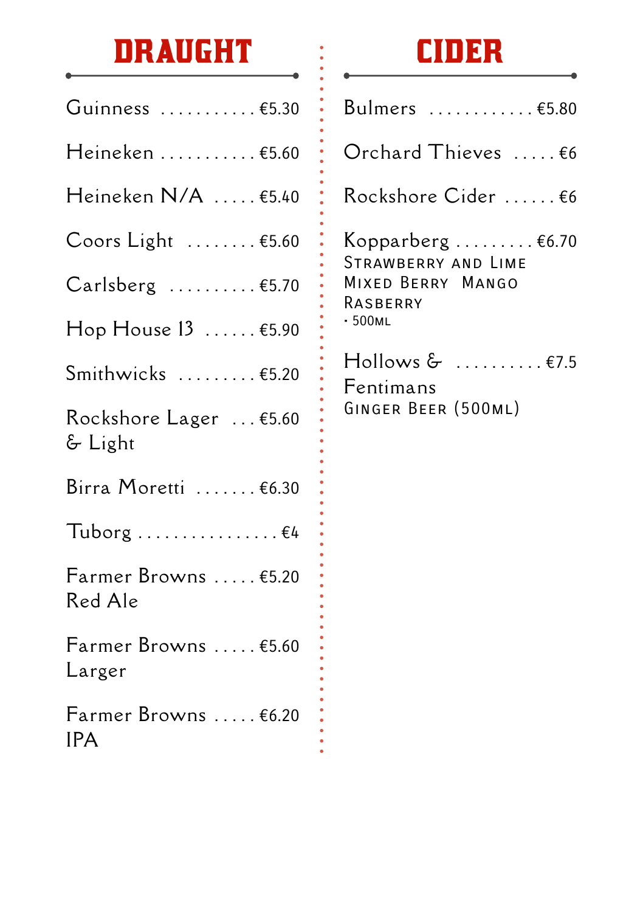## DRAUGHT

| Item | Price |
|---|---|
| Guinness | €5.30 |
| Heineken | €5.60 |
| Heineken N/A | €5.40 |
| Coors Light | €5.60 |
| Carlsberg | €5.70 |
| Hop House 13 | €5.90 |
| Smithwicks | €5.20 |
| Rockshore Lager & Light | €5.60 |
| Birra Moretti | €6.30 |
| Tuborg | €4 |
| Farmer Browns Red Ale | €5.20 |
| Farmer Browns Larger | €5.60 |
| Farmer Browns IPA | €6.20 |

## CIDER

| Item | Price |
|---|---|
| Bulmers | €5.80 |
| Orchard Thieves | €6 |
| Rockshore Cider | €6 |
| Kopparberg<br>Strawberry and Lime<br>Mixed Berry Mango<br>Rasberry<br>• 500ml | €6.70 |
| Hollows & Fentimans<br>Ginger Beer (500ml) | €7.5 |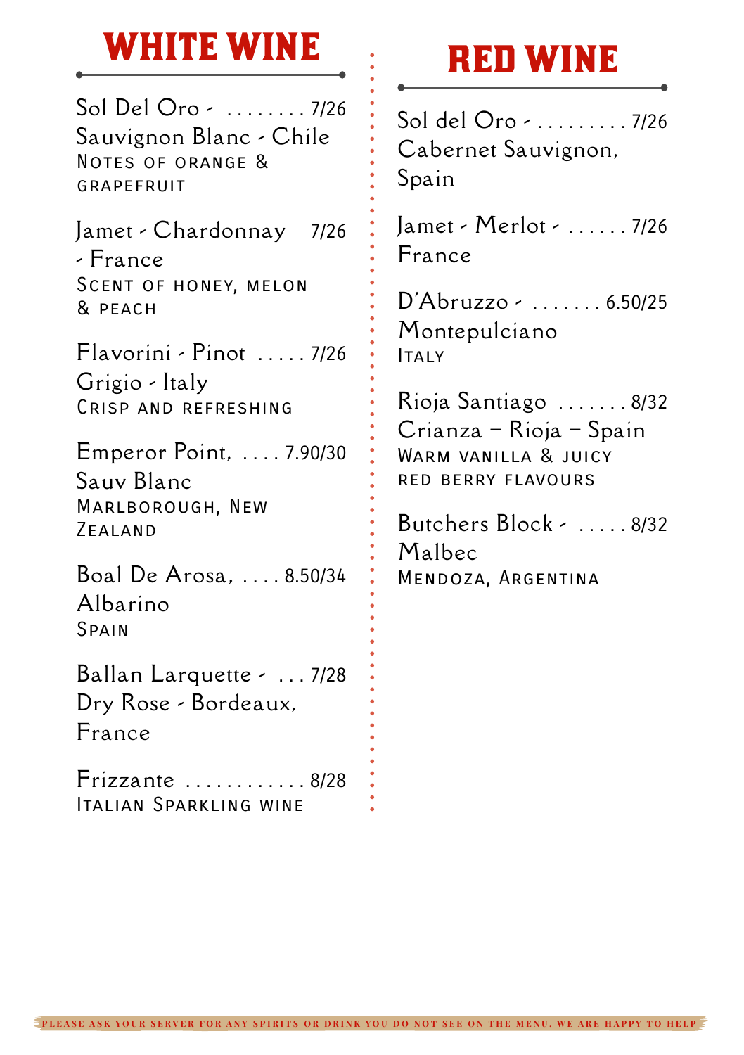# WHITE WINE

Sol Del Oro - ........ 7/26
Sauvignon Blanc - Chile
NOTES OF ORANGE & GRAPEFRUIT

Jamet - Chardonnay 7/26
- France
SCENT OF HONEY, MELON & PEACH

Flavorini - Pinot ..... 7/26
Grigio - Italy
CRISP AND REFRESHING

Emperor Point, .... 7.90/30
Sauv Blanc
MARLBOROUGH, NEW ZEALAND

Boal De Arosa, .... 8.50/34
Albarino
SPAIN

Ballan Larquette - ... 7/28
Dry Rose - Bordeaux, France

Frizzante ............ 8/28
ITALIAN SPARKLING WINE

# RED WINE

Sol del Oro - ......... 7/26
Cabernet Sauvignon, Spain

Jamet - Merlot - ...... 7/26
France

D'Abruzzo - ....... 6.50/25
Montepulciano
ITALY

Rioja Santiago ....... 8/32
Crianza – Rioja – Spain
WARM VANILLA & JUICY RED BERRY FLAVOURS

Butchers Block - ..... 8/32
Malbec
MENDOZA, ARGENTINA

PLEASE ASK YOUR SERVER FOR ANY SPIRITS OR DRINK YOU DO NOT SEE ON THE MENU. WE ARE HAPPY TO HELP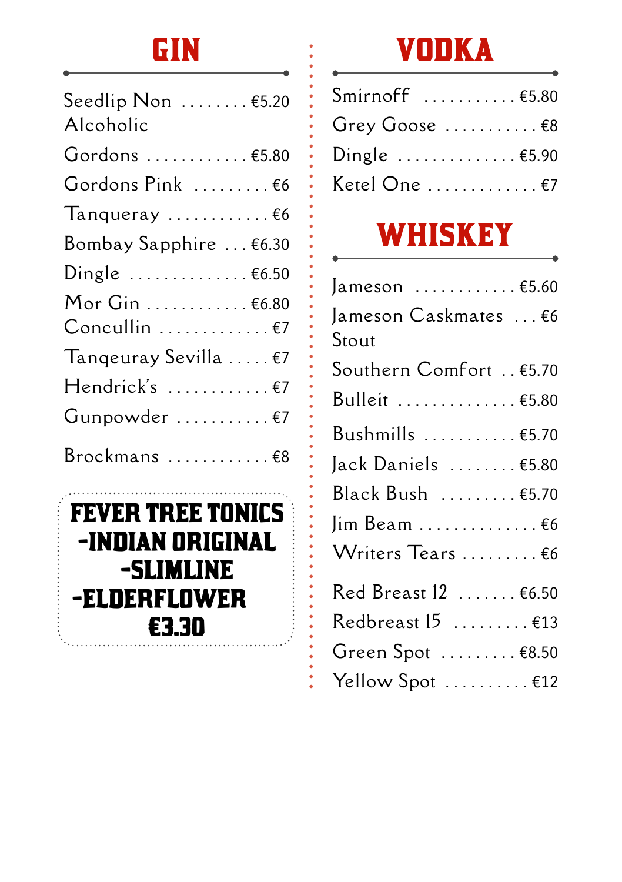# GIN

| Item | Price |
| --- | --- |
| Seedlip Non Alcoholic | €5.20 |
| Gordons | €5.80 |
| Gordons Pink | €6 |
| Tanqueray | €6 |
| Bombay Sapphire | €6.30 |
| Dingle | €6.50 |
| Mor Gin | €6.80 |
| Concullin | €7 |
| Tanqeuray Sevilla | €7 |
| Hendrick's | €7 |
| Gunpowder | €7 |
| Brockmans | €8 |

**FEVER TREE TONICS**
**-INDIAN ORIGINAL**
**-SLIMLINE**
**-ELDERFLOWER**
**€3.30**

# VODKA

| Item | Price |
| --- | --- |
| Smirnoff | €5.80 |
| Grey Goose | €8 |
| Dingle | €5.90 |
| Ketel One | €7 |

# WHISKEY

| Item | Price |
| --- | --- |
| Jameson | €5.60 |
| Jameson Caskmates Stout | €6 |
| Southern Comfort | €5.70 |
| Bulleit | €5.80 |
| Bushmills | €5.70 |
| Jack Daniels | €5.80 |
| Black Bush | €5.70 |
| Jim Beam | €6 |
| Writers Tears | €6 |
| Red Breast 12 | €6.50 |
| Redbreast 15 | €13 |
| Green Spot | €8.50 |
| Yellow Spot | €12 |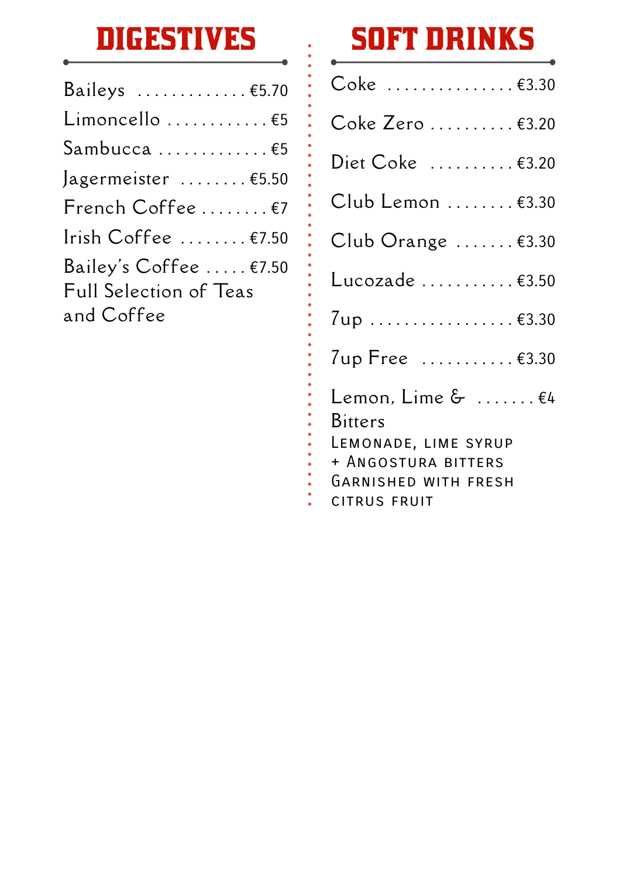## DIGESTIVES

- Baileys .............. €5.70
- Limoncello ............ €5
- Sambucca .............. €5
- Jagermeister ........ €5.50
- French Coffee ......... €7
- Irish Coffee ........ €7.50
- Bailey's Coffee ..... €7.50
- Full Selection of Teas and Coffee

## SOFT DRINKS

- Coke ................ €3.30
- Coke Zero ........... €3.20
- Diet Coke ........... €3.20
- Club Lemon .......... €3.30
- Club Orange ......... €3.30
- Lucozade ............ €3.50
- 7up ................. €3.30
- 7up Free ............ €3.30
- Lemon, Lime & Bitters ....... €4
  LEMONADE, LIME SYRUP + ANGOSTURA BITTERS GARNISHED WITH FRESH CITRUS FRUIT